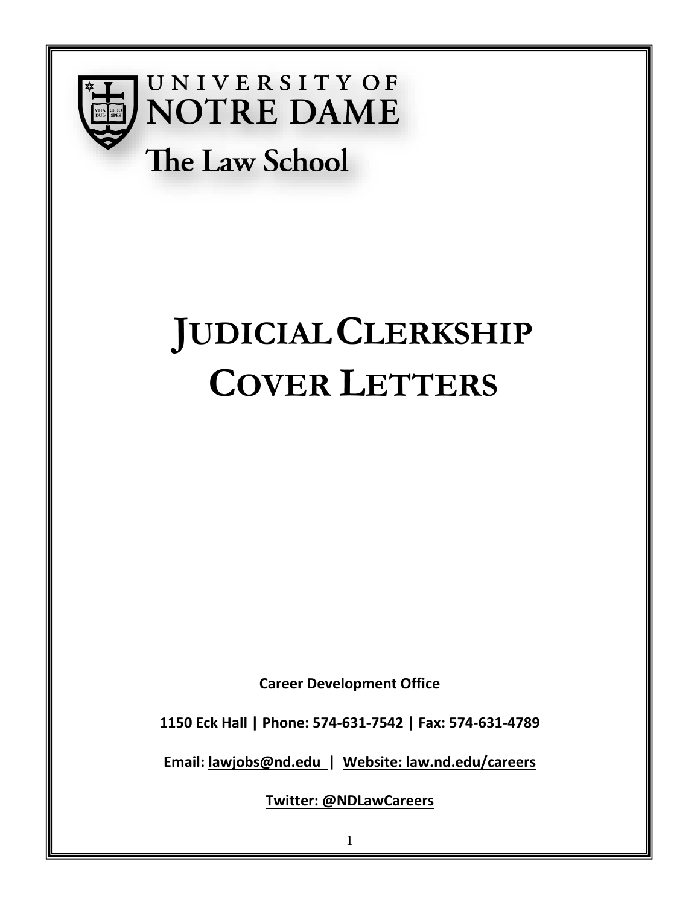UNIVERSITY OF
NOTRE DAME

The Law School

# JUDICIAL CLERKSHIP COVER LETTERS

**Career Development Office**

**1150 Eck Hall | Phone: 574-631-7542 | Fax: 574-631-4789**

**Email: lawjobs@nd.edu | Website: law.nd.edu/careers**

**Twitter: @NDLawCareers**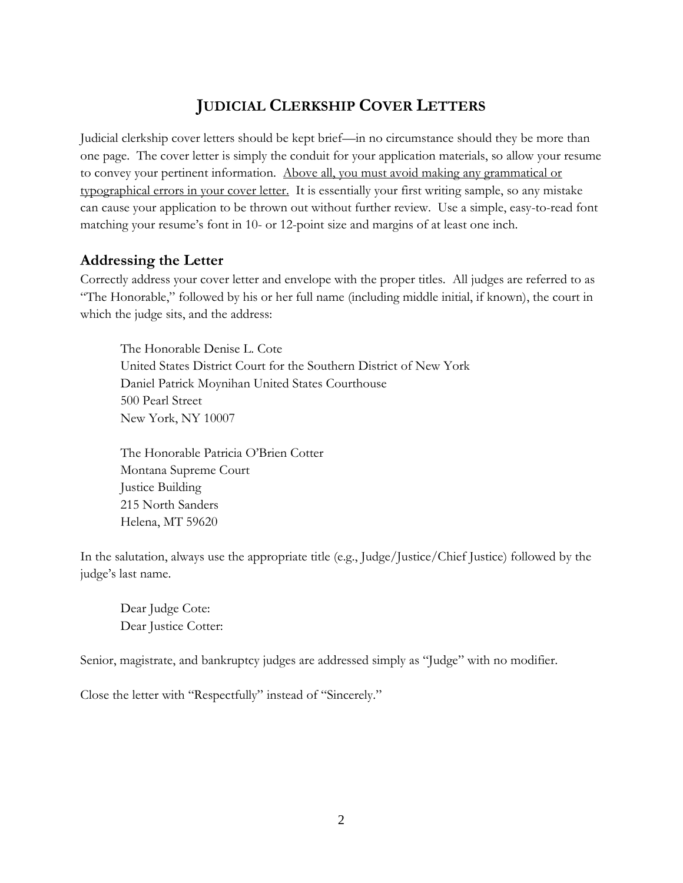# JUDICIAL CLERKSHIP COVER LETTERS

Judicial clerkship cover letters should be kept brief—in no circumstance should they be more than one page. The cover letter is simply the conduit for your application materials, so allow your resume to convey your pertinent information. Above all, you must avoid making any grammatical or typographical errors in your cover letter. It is essentially your first writing sample, so any mistake can cause your application to be thrown out without further review. Use a simple, easy-to-read font matching your resume's font in 10- or 12-point size and margins of at least one inch.

## Addressing the Letter

Correctly address your cover letter and envelope with the proper titles. All judges are referred to as "The Honorable," followed by his or her full name (including middle initial, if known), the court in which the judge sits, and the address:

> The Honorable Denise L. Cote
> United States District Court for the Southern District of New York
> Daniel Patrick Moynihan United States Courthouse
> 500 Pearl Street
> New York, NY 10007

> The Honorable Patricia O'Brien Cotter
> Montana Supreme Court
> Justice Building
> 215 North Sanders
> Helena, MT 59620

In the salutation, always use the appropriate title (e.g., Judge/Justice/Chief Justice) followed by the judge's last name.

> Dear Judge Cote:
> Dear Justice Cotter:

Senior, magistrate, and bankruptcy judges are addressed simply as "Judge" with no modifier.

Close the letter with "Respectfully" instead of "Sincerely."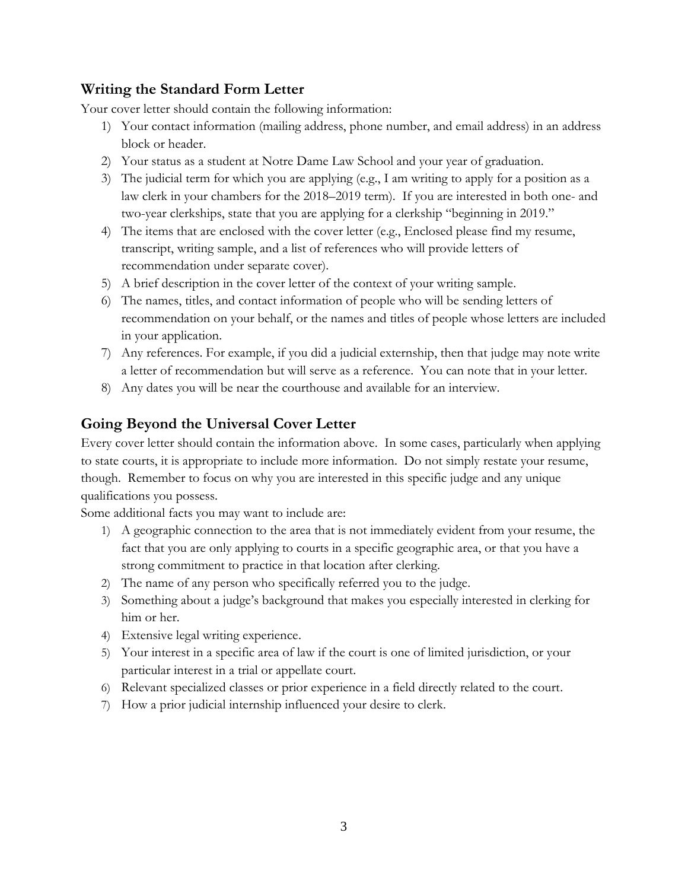## Writing the Standard Form Letter

Your cover letter should contain the following information:

1) Your contact information (mailing address, phone number, and email address) in an address block or header.
2) Your status as a student at Notre Dame Law School and your year of graduation.
3) The judicial term for which you are applying (e.g., I am writing to apply for a position as a law clerk in your chambers for the 2018–2019 term). If you are interested in both one- and two-year clerkships, state that you are applying for a clerkship "beginning in 2019."
4) The items that are enclosed with the cover letter (e.g., Enclosed please find my resume, transcript, writing sample, and a list of references who will provide letters of recommendation under separate cover).
5) A brief description in the cover letter of the context of your writing sample.
6) The names, titles, and contact information of people who will be sending letters of recommendation on your behalf, or the names and titles of people whose letters are included in your application.
7) Any references. For example, if you did a judicial externship, then that judge may note write a letter of recommendation but will serve as a reference. You can note that in your letter.
8) Any dates you will be near the courthouse and available for an interview.

## Going Beyond the Universal Cover Letter

Every cover letter should contain the information above. In some cases, particularly when applying to state courts, it is appropriate to include more information. Do not simply restate your resume, though. Remember to focus on why you are interested in this specific judge and any unique qualifications you possess.

Some additional facts you may want to include are:

1) A geographic connection to the area that is not immediately evident from your resume, the fact that you are only applying to courts in a specific geographic area, or that you have a strong commitment to practice in that location after clerking.
2) The name of any person who specifically referred you to the judge.
3) Something about a judge's background that makes you especially interested in clerking for him or her.
4) Extensive legal writing experience.
5) Your interest in a specific area of law if the court is one of limited jurisdiction, or your particular interest in a trial or appellate court.
6) Relevant specialized classes or prior experience in a field directly related to the court.
7) How a prior judicial internship influenced your desire to clerk.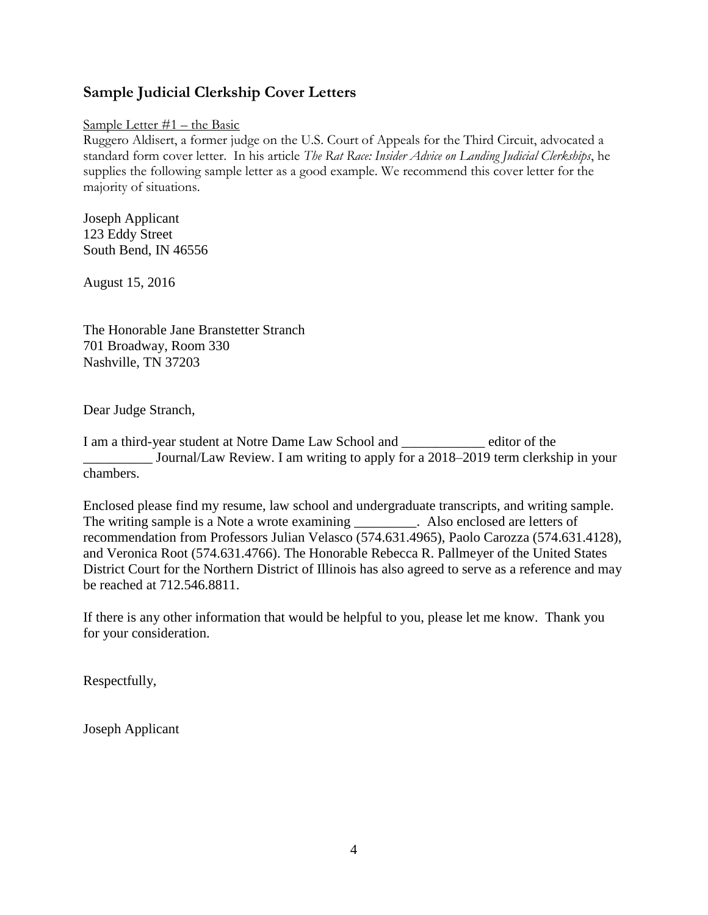## Sample Judicial Clerkship Cover Letters

<u>Sample Letter #1 – the Basic</u>

Ruggero Aldisert, a former judge on the U.S. Court of Appeals for the Third Circuit, advocated a standard form cover letter. In his article *The Rat Race: Insider Advice on Landing Judicial Clerkships*, he supplies the following sample letter as a good example. We recommend this cover letter for the majority of situations.

Joseph Applicant
123 Eddy Street
South Bend, IN 46556

August 15, 2016

The Honorable Jane Branstetter Stranch
701 Broadway, Room 330
Nashville, TN 37203

Dear Judge Stranch,

I am a third-year student at Notre Dame Law School and ____________ editor of the __________ Journal/Law Review. I am writing to apply for a 2018–2019 term clerkship in your chambers.

Enclosed please find my resume, law school and undergraduate transcripts, and writing sample. The writing sample is a Note a wrote examining _________. Also enclosed are letters of recommendation from Professors Julian Velasco (574.631.4965), Paolo Carozza (574.631.4128), and Veronica Root (574.631.4766). The Honorable Rebecca R. Pallmeyer of the United States District Court for the Northern District of Illinois has also agreed to serve as a reference and may be reached at 712.546.8811.

If there is any other information that would be helpful to you, please let me know. Thank you for your consideration.

Respectfully,

Joseph Applicant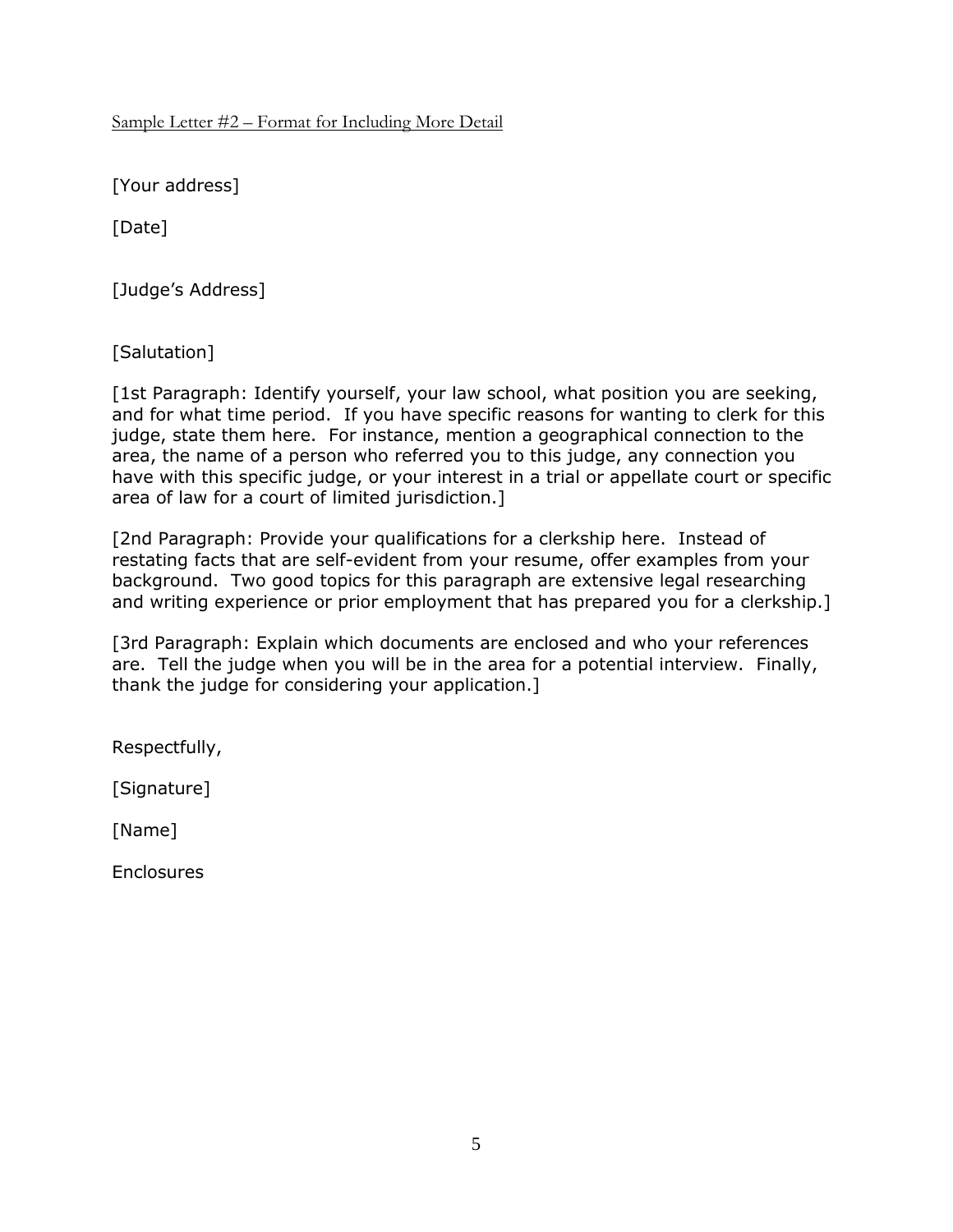Sample Letter #2 – Format for Including More Detail

[Your address]

[Date]

[Judge's Address]

[Salutation]

[1st Paragraph: Identify yourself, your law school, what position you are seeking, and for what time period. If you have specific reasons for wanting to clerk for this judge, state them here. For instance, mention a geographical connection to the area, the name of a person who referred you to this judge, any connection you have with this specific judge, or your interest in a trial or appellate court or specific area of law for a court of limited jurisdiction.]

[2nd Paragraph: Provide your qualifications for a clerkship here. Instead of restating facts that are self-evident from your resume, offer examples from your background. Two good topics for this paragraph are extensive legal researching and writing experience or prior employment that has prepared you for a clerkship.]

[3rd Paragraph: Explain which documents are enclosed and who your references are. Tell the judge when you will be in the area for a potential interview. Finally, thank the judge for considering your application.]

Respectfully,

[Signature]

[Name]

Enclosures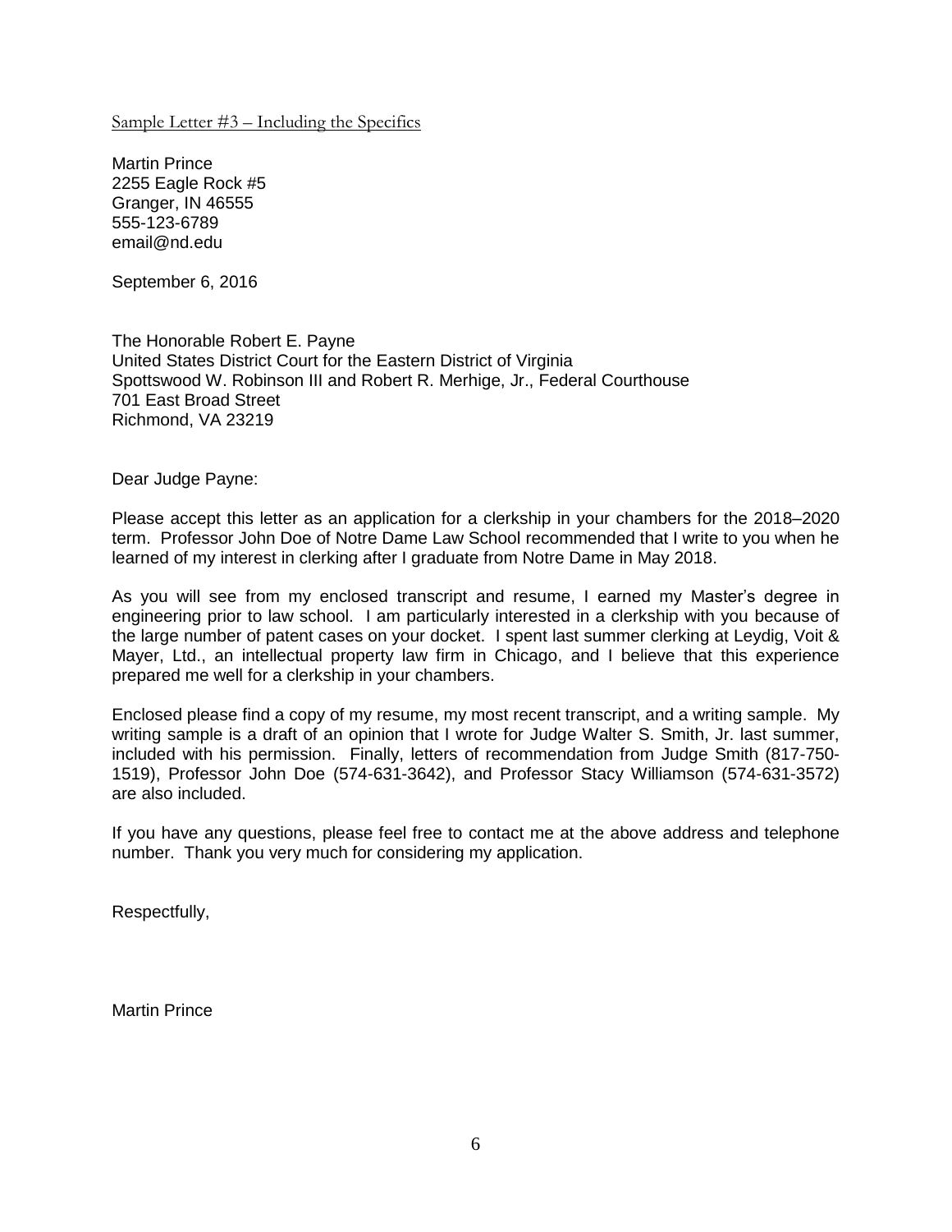<u>Sample Letter #3 – Including the Specifics</u>

Martin Prince
2255 Eagle Rock #5
Granger, IN 46555
555-123-6789
email@nd.edu

September 6, 2016

The Honorable Robert E. Payne
United States District Court for the Eastern District of Virginia
Spottswood W. Robinson III and Robert R. Merhige, Jr., Federal Courthouse
701 East Broad Street
Richmond, VA 23219

Dear Judge Payne:

Please accept this letter as an application for a clerkship in your chambers for the 2018–2020 term. Professor John Doe of Notre Dame Law School recommended that I write to you when he learned of my interest in clerking after I graduate from Notre Dame in May 2018.

As you will see from my enclosed transcript and resume, I earned my Master's degree in engineering prior to law school. I am particularly interested in a clerkship with you because of the large number of patent cases on your docket. I spent last summer clerking at Leydig, Voit & Mayer, Ltd., an intellectual property law firm in Chicago, and I believe that this experience prepared me well for a clerkship in your chambers.

Enclosed please find a copy of my resume, my most recent transcript, and a writing sample. My writing sample is a draft of an opinion that I wrote for Judge Walter S. Smith, Jr. last summer, included with his permission. Finally, letters of recommendation from Judge Smith (817-750-1519), Professor John Doe (574-631-3642), and Professor Stacy Williamson (574-631-3572) are also included.

If you have any questions, please feel free to contact me at the above address and telephone number. Thank you very much for considering my application.

Respectfully,

Martin Prince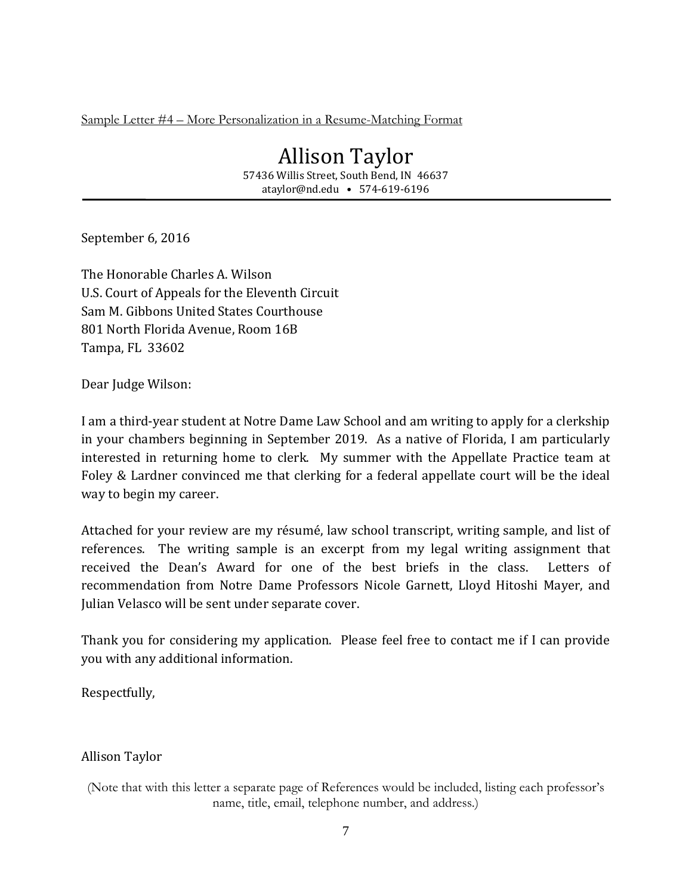Sample Letter #4 – More Personalization in a Resume-Matching Format

# Allison Taylor

57436 Willis Street, South Bend, IN 46637
ataylor@nd.edu • 574-619-6196

---

September 6, 2016

The Honorable Charles A. Wilson
U.S. Court of Appeals for the Eleventh Circuit
Sam M. Gibbons United States Courthouse
801 North Florida Avenue, Room 16B
Tampa, FL 33602

Dear Judge Wilson:

I am a third-year student at Notre Dame Law School and am writing to apply for a clerkship in your chambers beginning in September 2019. As a native of Florida, I am particularly interested in returning home to clerk. My summer with the Appellate Practice team at Foley & Lardner convinced me that clerking for a federal appellate court will be the ideal way to begin my career.

Attached for your review are my résumé, law school transcript, writing sample, and list of references. The writing sample is an excerpt from my legal writing assignment that received the Dean's Award for one of the best briefs in the class. Letters of recommendation from Notre Dame Professors Nicole Garnett, Lloyd Hitoshi Mayer, and Julian Velasco will be sent under separate cover.

Thank you for considering my application. Please feel free to contact me if I can provide you with any additional information.

Respectfully,

Allison Taylor

(Note that with this letter a separate page of References would be included, listing each professor's name, title, email, telephone number, and address.)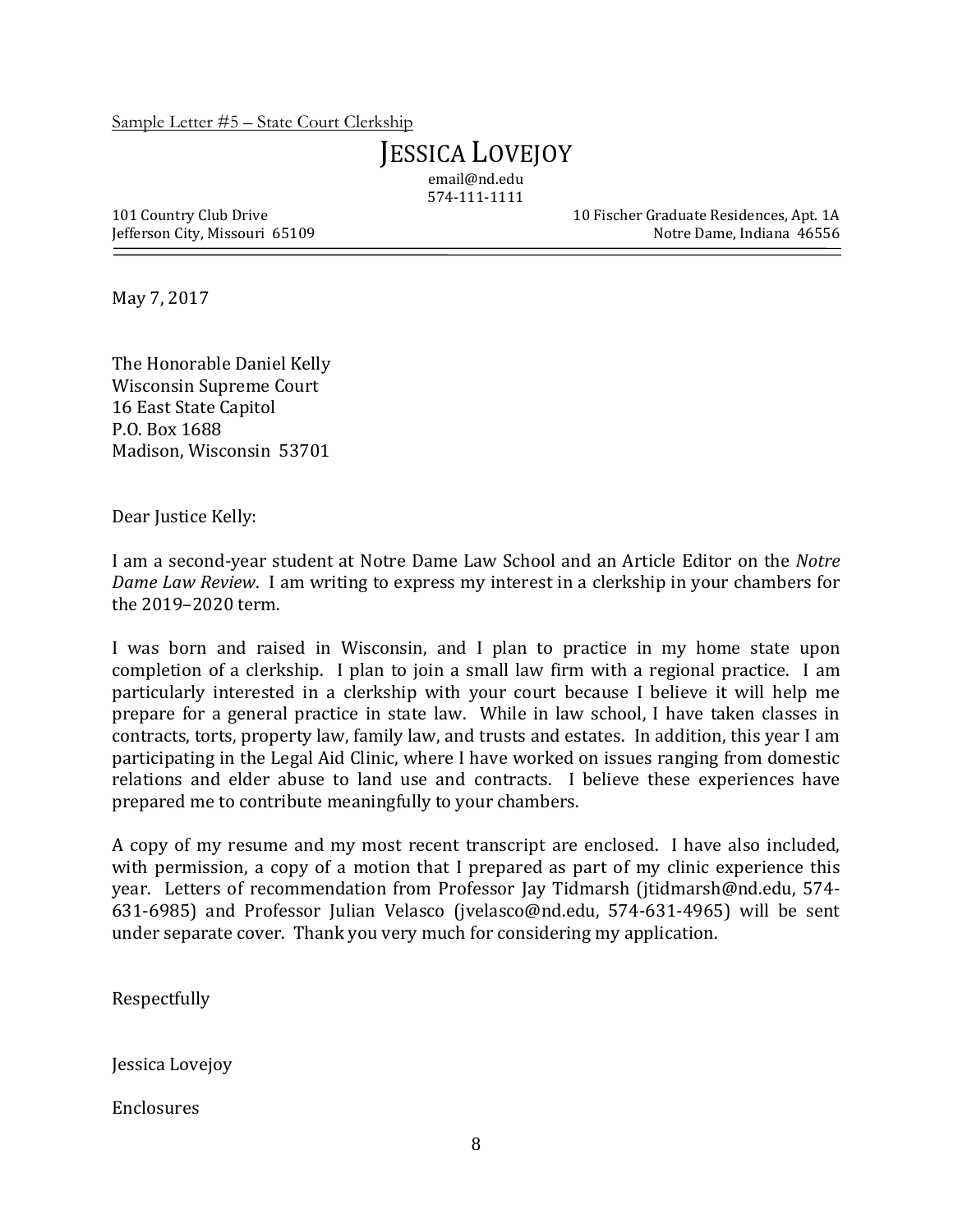Sample Letter #5 – State Court Clerkship

# JESSICA LOVEJOY

email@nd.edu
574-111-1111

101 Country Club Drive
Jefferson City, Missouri 65109

10 Fischer Graduate Residences, Apt. 1A
Notre Dame, Indiana 46556

---

May 7, 2017

The Honorable Daniel Kelly
Wisconsin Supreme Court
16 East State Capitol
P.O. Box 1688
Madison, Wisconsin 53701

Dear Justice Kelly:

I am a second-year student at Notre Dame Law School and an Article Editor on the *Notre Dame Law Review*. I am writing to express my interest in a clerkship in your chambers for the 2019–2020 term.

I was born and raised in Wisconsin, and I plan to practice in my home state upon completion of a clerkship. I plan to join a small law firm with a regional practice. I am particularly interested in a clerkship with your court because I believe it will help me prepare for a general practice in state law. While in law school, I have taken classes in contracts, torts, property law, family law, and trusts and estates. In addition, this year I am participating in the Legal Aid Clinic, where I have worked on issues ranging from domestic relations and elder abuse to land use and contracts. I believe these experiences have prepared me to contribute meaningfully to your chambers.

A copy of my resume and my most recent transcript are enclosed. I have also included, with permission, a copy of a motion that I prepared as part of my clinic experience this year. Letters of recommendation from Professor Jay Tidmarsh (jtidmarsh@nd.edu, 574-631-6985) and Professor Julian Velasco (jvelasco@nd.edu, 574-631-4965) will be sent under separate cover. Thank you very much for considering my application.

Respectfully

Jessica Lovejoy

Enclosures